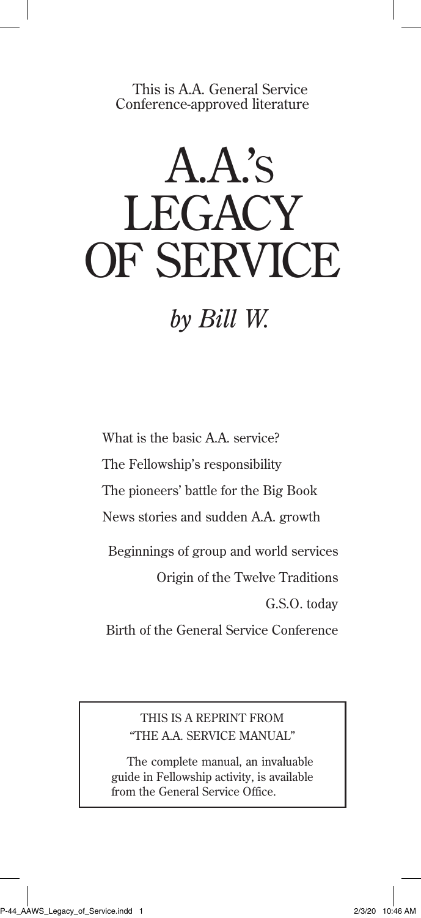This is A.A. General Service Conference-approved literature

# A.A.'s LEGACY OF SERVICE

*by Bill W.*

What is the basic A.A. service?

The Fellowship's responsibility

The pioneers' battle for the Big Book

News stories and sudden A.A. growth

Beginnings of group and world services

Origin of the Twelve Traditions

G.S.O. today

Birth of the General Service Conference

THIS IS A REPRINT FROM "THE A.A. SERVICE MANUAL"

The complete manual, an invaluable guide in Fellowship activity, is available from the General Service Office.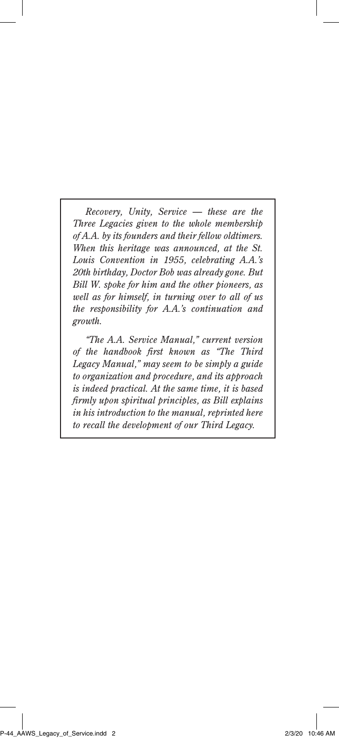*Recovery, Unity, Service — these are the Three Legacies given to the whole membership of A.A. by its founders and their fellow oldtimers. When this heritage was announced, at the St. Louis Convention in 1955, celebrating A.A.'s 20th birthday, Doctor Bob was already gone. But Bill W. spoke for him and the other pioneers, as well as for himself, in turning over to all of us the responsibility for A.A.'s continuation and growth.*

*"The A.A. Service Manual," current version of the handbook first known as "The Third Legacy Manual," may seem to be simply a guide to organization and procedure, and its approach is indeed practical. At the same time, it is based firmly upon spiritual principles, as Bill explains in his introduction to the manual, reprinted here to recall the development of our Third Legacy.*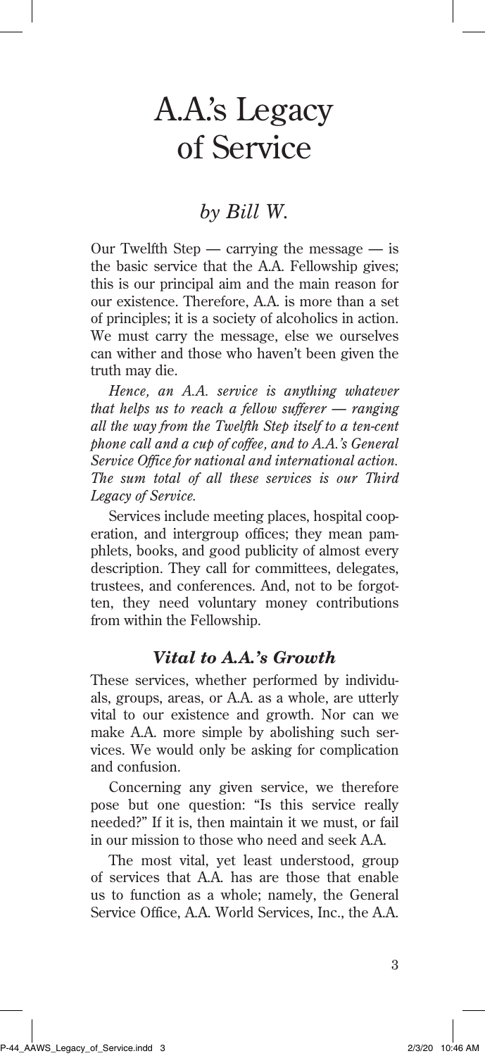# A.A.'s Legacy of Service

## *by Bill W.*

Our Twelfth Step — carrying the message — is the basic service that the A.A. Fellowship gives; this is our principal aim and the main reason for our existence. Therefore, A.A. is more than a set of principles; it is a society of alcoholics in action. We must carry the message, else we ourselves can wither and those who haven't been given the truth may die.

*Hence, an A.A. service is anything whatever that helps us to reach a fellow sufferer — ranging all the way from the Twelfth Step itself to a ten-cent phone call and a cup of coffee, and to A.A.'s General Service Office for national and international action. The sum total of all these services is our Third Legacy of Service.*

Services include meeting places, hospital cooperation, and intergroup offices; they mean pamphlets, books, and good publicity of almost every description. They call for committees, delegates, trustees, and conferences. And, not to be forgotten, they need voluntary money contributions from within the Fellowship.

### *Vital to A.A.'s Growth*

These services, whether performed by individuals, groups, areas, or A.A. as a whole, are utterly vital to our existence and growth. Nor can we make A.A. more simple by abolishing such services. We would only be asking for complication and confusion.

Concerning any given service, we therefore pose but one question: "Is this service really needed?" If it is, then maintain it we must, or fail in our mission to those who need and seek A.A.

The most vital, yet least understood, group of services that A.A. has are those that enable us to function as a whole; namely, the General Service Office, A.A. World Services, Inc., the A.A.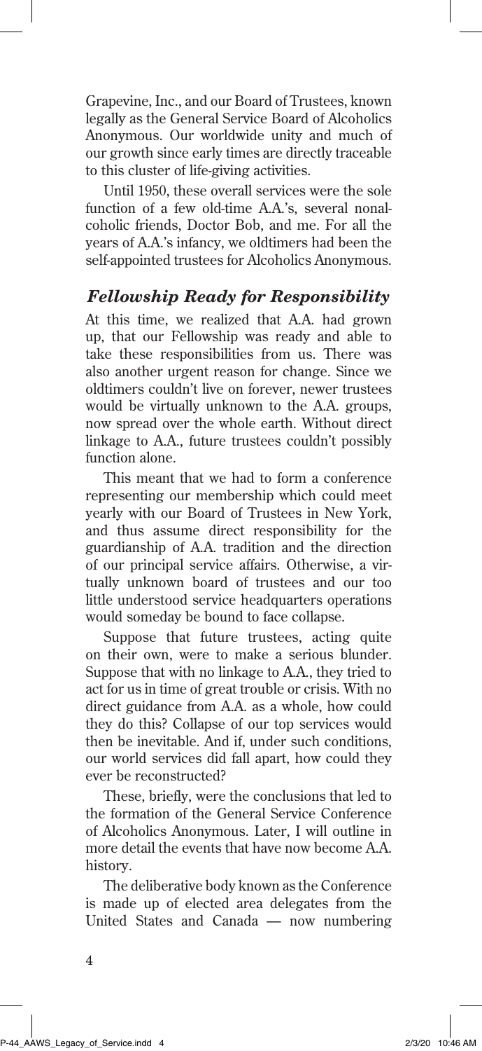Grapevine, Inc., and our Board of Trustees, known legally as the General Service Board of Alcoholics Anonymous. Our worldwide unity and much of our growth since early times are directly traceable to this cluster of life-giving activities.

Until 1950, these overall services were the sole function of a few old-time A.A.'s, several nonalcoholic friends, Doctor Bob, and me. For all the years of A.A.'s infancy, we oldtimers had been the self-appointed trustees for Alcoholics Anonymous.

## *Fellowship Ready for Responsibility*

At this time, we realized that A.A. had grown up, that our Fellowship was ready and able to take these responsibilities from us. There was also another urgent reason for change. Since we oldtimers couldn't live on forever, newer trustees would be virtually unknown to the A.A. groups, now spread over the whole earth. Without direct linkage to A.A., future trustees couldn't possibly function alone.

This meant that we had to form a conference representing our membership which could meet yearly with our Board of Trustees in New York, and thus assume direct responsibility for the guardianship of A.A. tradition and the direction of our principal service affairs. Otherwise, a virtually unknown board of trustees and our too little understood service headquarters operations would someday be bound to face collapse.

Suppose that future trustees, acting quite on their own, were to make a serious blunder. Suppose that with no linkage to A.A., they tried to act for us in time of great trouble or crisis. With no direct guidance from A.A. as a whole, how could they do this? Collapse of our top services would then be inevitable. And if, under such conditions, our world services did fall apart, how could they ever be reconstructed?

These, briefly, were the conclusions that led to the formation of the General Service Conference of Alcoholics Anonymous. Later, I will outline in more detail the events that have now become A.A. history.

The deliberative body known as the Conference is made up of elected area delegates from the United States and Canada — now numbering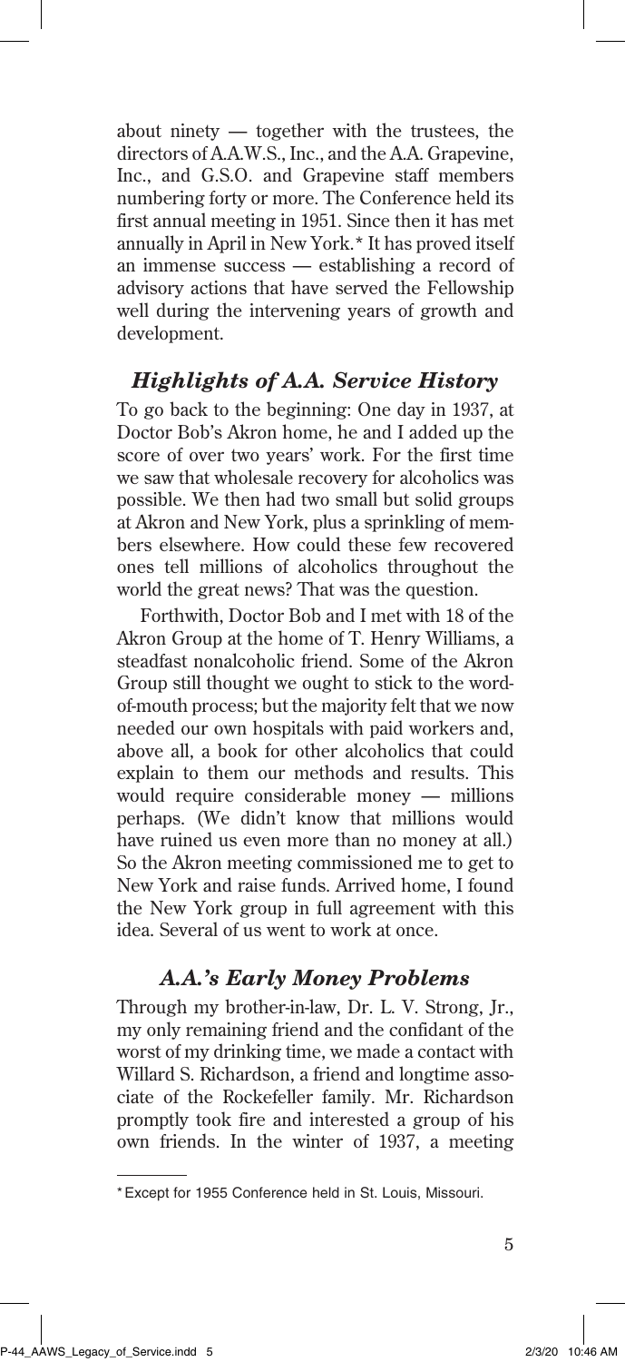about ninety — together with the trustees, the directors of A.A.W.S., Inc., and the A.A. Grapevine, Inc., and G.S.O. and Grapevine staff members numbering forty or more. The Conference held its first annual meeting in 1951. Since then it has met annually in April in New York.* It has proved itself an immense success — establishing a record of advisory actions that have served the Fellowship well during the intervening years of growth and development.

## *Highlights of A.A. Service History*

To go back to the beginning: One day in 1937, at Doctor Bob's Akron home, he and I added up the score of over two years' work. For the first time we saw that wholesale recovery for alcoholics was possible. We then had two small but solid groups at Akron and New York, plus a sprinkling of members elsewhere. How could these few recovered ones tell millions of alcoholics throughout the world the great news? That was the question.

Forthwith, Doctor Bob and I met with 18 of the Akron Group at the home of T. Henry Williams, a steadfast nonalcoholic friend. Some of the Akron Group still thought we ought to stick to the word-of-mouth process; but the majority felt that we now needed our own hospitals with paid workers and, above all, a book for other alcoholics that could explain to them our methods and results. This would require considerable money — millions perhaps. (We didn't know that millions would have ruined us even more than no money at all.) So the Akron meeting commissioned me to get to New York and raise funds. Arrived home, I found the New York group in full agreement with this idea. Several of us went to work at once.

## *A.A.'s Early Money Problems*

Through my brother-in-law, Dr. L. V. Strong, Jr., my only remaining friend and the confidant of the worst of my drinking time, we made a contact with Willard S. Richardson, a friend and longtime associate of the Rockefeller family. Mr. Richardson promptly took fire and interested a group of his own friends. In the winter of 1937, a meeting

---

* Except for 1955 Conference held in St. Louis, Missouri.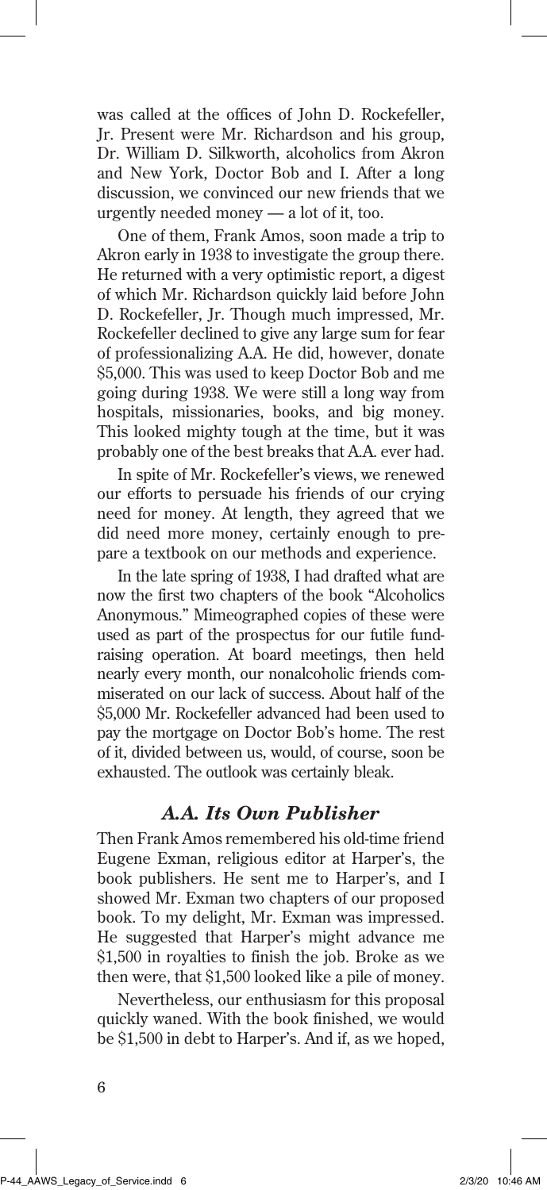was called at the offices of John D. Rockefeller, Jr. Present were Mr. Richardson and his group, Dr. William D. Silkworth, alcoholics from Akron and New York, Doctor Bob and I. After a long discussion, we convinced our new friends that we urgently needed money — a lot of it, too.

One of them, Frank Amos, soon made a trip to Akron early in 1938 to investigate the group there. He returned with a very optimistic report, a digest of which Mr. Richardson quickly laid before John D. Rockefeller, Jr. Though much impressed, Mr. Rockefeller declined to give any large sum for fear of professionalizing A.A. He did, however, donate $5,000. This was used to keep Doctor Bob and me going during 1938. We were still a long way from hospitals, missionaries, books, and big money. This looked mighty tough at the time, but it was probably one of the best breaks that A.A. ever had.

In spite of Mr. Rockefeller's views, we renewed our efforts to persuade his friends of our crying need for money. At length, they agreed that we did need more money, certainly enough to prepare a textbook on our methods and experience.

In the late spring of 1938, I had drafted what are now the first two chapters of the book "Alcoholics Anonymous." Mimeographed copies of these were used as part of the prospectus for our futile fund-raising operation. At board meetings, then held nearly every month, our nonalcoholic friends commiserated on our lack of success. About half of the $5,000 Mr. Rockefeller advanced had been used to pay the mortgage on Doctor Bob's home. The rest of it, divided between us, would, of course, soon be exhausted. The outlook was certainly bleak.

### *A.A. Its Own Publisher*

Then Frank Amos remembered his old-time friend Eugene Exman, religious editor at Harper's, the book publishers. He sent me to Harper's, and I showed Mr. Exman two chapters of our proposed book. To my delight, Mr. Exman was impressed. He suggested that Harper's might advance me $1,500 in royalties to finish the job. Broke as we then were, that $1,500 looked like a pile of money.

Nevertheless, our enthusiasm for this proposal quickly waned. With the book finished, we would be $1,500 in debt to Harper's. And if, as we hoped,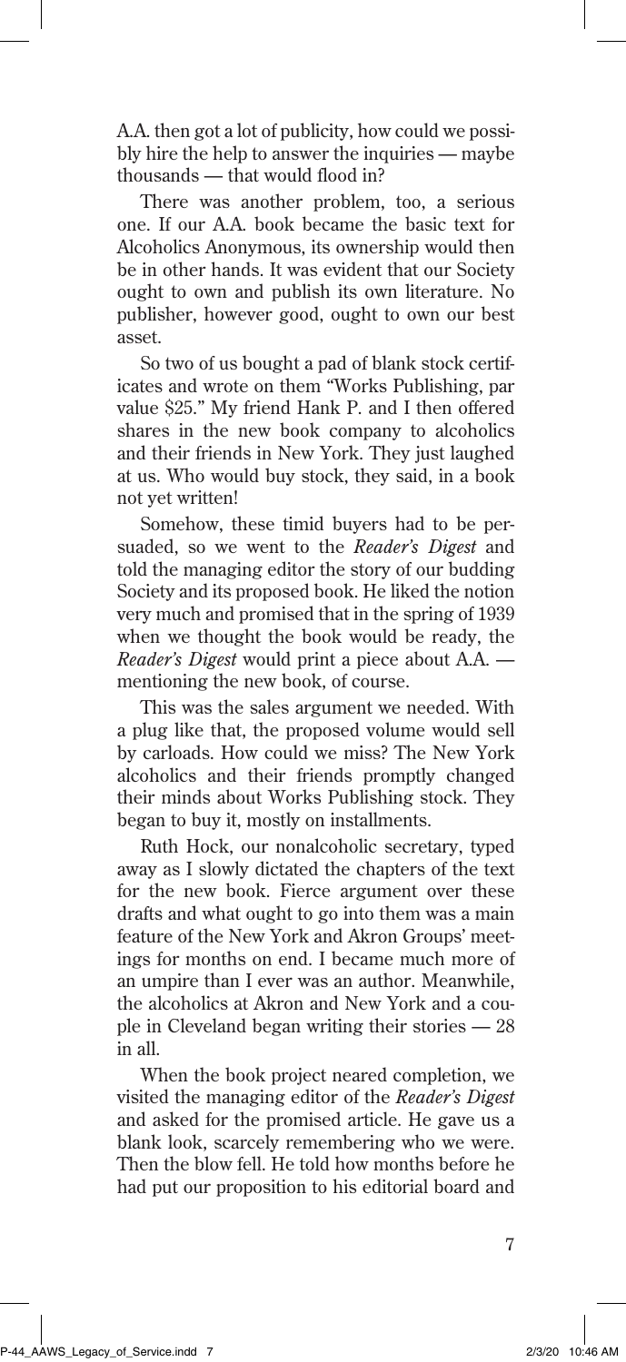A.A. then got a lot of publicity, how could we possibly hire the help to answer the inquiries — maybe thousands — that would flood in?

There was another problem, too, a serious one. If our A.A. book became the basic text for Alcoholics Anonymous, its ownership would then be in other hands. It was evident that our Society ought to own and publish its own literature. No publisher, however good, ought to own our best asset.

So two of us bought a pad of blank stock certificates and wrote on them "Works Publishing, par value $25." My friend Hank P. and I then offered shares in the new book company to alcoholics and their friends in New York. They just laughed at us. Who would buy stock, they said, in a book not yet written!

Somehow, these timid buyers had to be persuaded, so we went to the *Reader's Digest* and told the managing editor the story of our budding Society and its proposed book. He liked the notion very much and promised that in the spring of 1939 when we thought the book would be ready, the *Reader's Digest* would print a piece about A.A. — mentioning the new book, of course.

This was the sales argument we needed. With a plug like that, the proposed volume would sell by carloads. How could we miss? The New York alcoholics and their friends promptly changed their minds about Works Publishing stock. They began to buy it, mostly on installments.

Ruth Hock, our nonalcoholic secretary, typed away as I slowly dictated the chapters of the text for the new book. Fierce argument over these drafts and what ought to go into them was a main feature of the New York and Akron Groups' meetings for months on end. I became much more of an umpire than I ever was an author. Meanwhile, the alcoholics at Akron and New York and a couple in Cleveland began writing their stories — 28 in all.

When the book project neared completion, we visited the managing editor of the *Reader's Digest* and asked for the promised article. He gave us a blank look, scarcely remembering who we were. Then the blow fell. He told how months before he had put our proposition to his editorial board and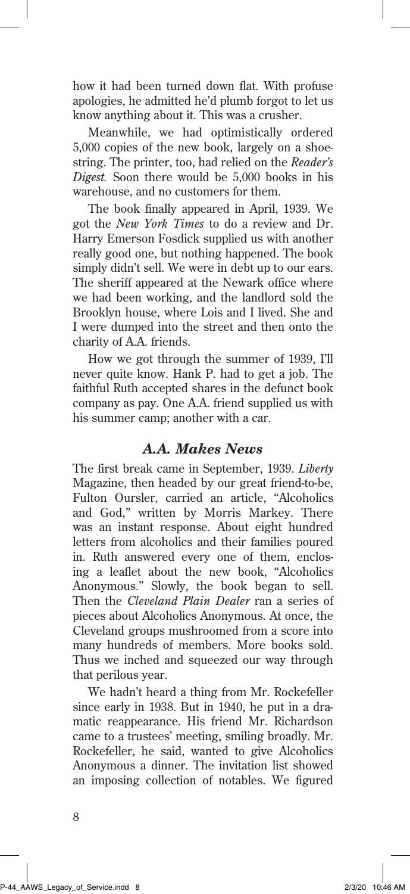how it had been turned down flat. With profuse apologies, he admitted he'd plumb forgot to let us know anything about it. This was a crusher.

Meanwhile, we had optimistically ordered 5,000 copies of the new book, largely on a shoestring. The printer, too, had relied on the *Reader's Digest.* Soon there would be 5,000 books in his warehouse, and no customers for them.

The book finally appeared in April, 1939. We got the *New York Times* to do a review and Dr. Harry Emerson Fosdick supplied us with another really good one, but nothing happened. The book simply didn't sell. We were in debt up to our ears. The sheriff appeared at the Newark office where we had been working, and the landlord sold the Brooklyn house, where Lois and I lived. She and I were dumped into the street and then onto the charity of A.A. friends.

How we got through the summer of 1939, I'll never quite know. Hank P. had to get a job. The faithful Ruth accepted shares in the defunct book company as pay. One A.A. friend supplied us with his summer camp; another with a car.

### *A.A. Makes News*

The first break came in September, 1939. *Liberty* Magazine, then headed by our great friend-to-be, Fulton Oursler, carried an article, "Alcoholics and God," written by Morris Markey. There was an instant response. About eight hundred letters from alcoholics and their families poured in. Ruth answered every one of them, enclosing a leaflet about the new book, "Alcoholics Anonymous." Slowly, the book began to sell. Then the *Cleveland Plain Dealer* ran a series of pieces about Alcoholics Anonymous. At once, the Cleveland groups mushroomed from a score into many hundreds of members. More books sold. Thus we inched and squeezed our way through that perilous year.

We hadn't heard a thing from Mr. Rockefeller since early in 1938. But in 1940, he put in a dramatic reappearance. His friend Mr. Richardson came to a trustees' meeting, smiling broadly. Mr. Rockefeller, he said, wanted to give Alcoholics Anonymous a dinner. The invitation list showed an imposing collection of notables. We figured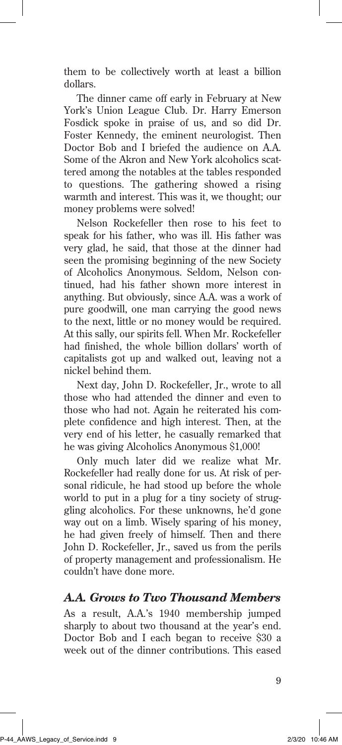them to be collectively worth at least a billion dollars.

The dinner came off early in February at New York's Union League Club. Dr. Harry Emerson Fosdick spoke in praise of us, and so did Dr. Foster Kennedy, the eminent neurologist. Then Doctor Bob and I briefed the audience on A.A. Some of the Akron and New York alcoholics scattered among the notables at the tables responded to questions. The gathering showed a rising warmth and interest. This was it, we thought; our money problems were solved!

Nelson Rockefeller then rose to his feet to speak for his father, who was ill. His father was very glad, he said, that those at the dinner had seen the promising beginning of the new Society of Alcoholics Anonymous. Seldom, Nelson continued, had his father shown more interest in anything. But obviously, since A.A. was a work of pure goodwill, one man carrying the good news to the next, little or no money would be required. At this sally, our spirits fell. When Mr. Rockefeller had finished, the whole billion dollars' worth of capitalists got up and walked out, leaving not a nickel behind them.

Next day, John D. Rockefeller, Jr., wrote to all those who had attended the dinner and even to those who had not. Again he reiterated his complete confidence and high interest. Then, at the very end of his letter, he casually remarked that he was giving Alcoholics Anonymous $1,000!

Only much later did we realize what Mr. Rockefeller had really done for us. At risk of personal ridicule, he had stood up before the whole world to put in a plug for a tiny society of struggling alcoholics. For these unknowns, he'd gone way out on a limb. Wisely sparing of his money, he had given freely of himself. Then and there John D. Rockefeller, Jr., saved us from the perils of property management and professionalism. He couldn't have done more.

### *A.A. Grows to Two Thousand Members*

As a result, A.A.'s 1940 membership jumped sharply to about two thousand at the year's end. Doctor Bob and I each began to receive $30 a week out of the dinner contributions. This eased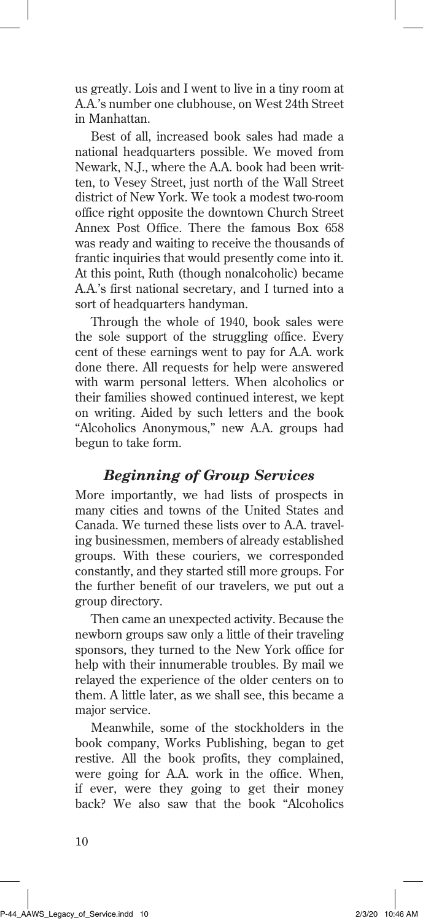us greatly. Lois and I went to live in a tiny room at A.A.'s number one clubhouse, on West 24th Street in Manhattan.

Best of all, increased book sales had made a national headquarters possible. We moved from Newark, N.J., where the A.A. book had been written, to Vesey Street, just north of the Wall Street district of New York. We took a modest two-room office right opposite the downtown Church Street Annex Post Office. There the famous Box 658 was ready and waiting to receive the thousands of frantic inquiries that would presently come into it. At this point, Ruth (though nonalcoholic) became A.A.'s first national secretary, and I turned into a sort of headquarters handyman.

Through the whole of 1940, book sales were the sole support of the struggling office. Every cent of these earnings went to pay for A.A. work done there. All requests for help were answered with warm personal letters. When alcoholics or their families showed continued interest, we kept on writing. Aided by such letters and the book "Alcoholics Anonymous," new A.A. groups had begun to take form.

### *Beginning of Group Services*

More importantly, we had lists of prospects in many cities and towns of the United States and Canada. We turned these lists over to A.A. traveling businessmen, members of already established groups. With these couriers, we corresponded constantly, and they started still more groups. For the further benefit of our travelers, we put out a group directory.

Then came an unexpected activity. Because the newborn groups saw only a little of their traveling sponsors, they turned to the New York office for help with their innumerable troubles. By mail we relayed the experience of the older centers on to them. A little later, as we shall see, this became a major service.

Meanwhile, some of the stockholders in the book company, Works Publishing, began to get restive. All the book profits, they complained, were going for A.A. work in the office. When, if ever, were they going to get their money back? We also saw that the book "Alcoholics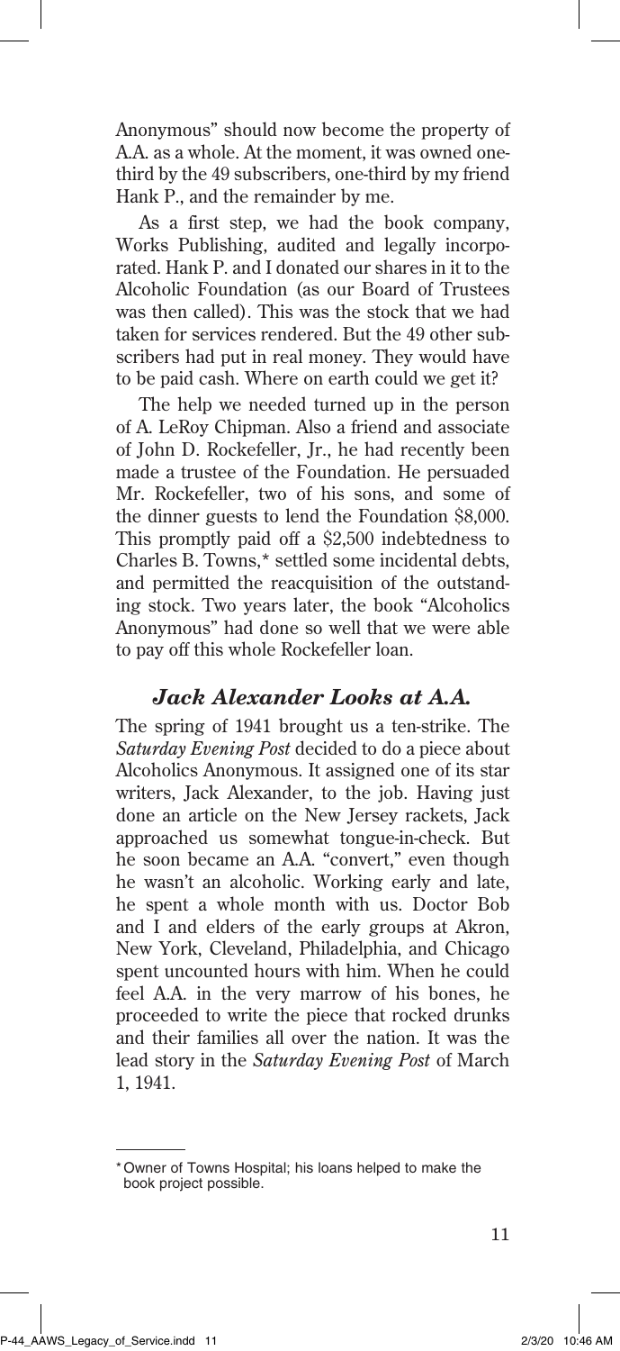Anonymous" should now become the property of A.A. as a whole. At the moment, it was owned one-third by the 49 subscribers, one-third by my friend Hank P., and the remainder by me.

As a first step, we had the book company, Works Publishing, audited and legally incorporated. Hank P. and I donated our shares in it to the Alcoholic Foundation (as our Board of Trustees was then called). This was the stock that we had taken for services rendered. But the 49 other subscribers had put in real money. They would have to be paid cash. Where on earth could we get it?

The help we needed turned up in the person of A. LeRoy Chipman. Also a friend and associate of John D. Rockefeller, Jr., he had recently been made a trustee of the Foundation. He persuaded Mr. Rockefeller, two of his sons, and some of the dinner guests to lend the Foundation $8,000. This promptly paid off a $2,500 indebtedness to Charles B. Towns,* settled some incidental debts, and permitted the reacquisition of the outstanding stock. Two years later, the book "Alcoholics Anonymous" had done so well that we were able to pay off this whole Rockefeller loan.

## *Jack Alexander Looks at A.A.*

The spring of 1941 brought us a ten-strike. The *Saturday Evening Post* decided to do a piece about Alcoholics Anonymous. It assigned one of its star writers, Jack Alexander, to the job. Having just done an article on the New Jersey rackets, Jack approached us somewhat tongue-in-check. But he soon became an A.A. "convert," even though he wasn't an alcoholic. Working early and late, he spent a whole month with us. Doctor Bob and I and elders of the early groups at Akron, New York, Cleveland, Philadelphia, and Chicago spent uncounted hours with him. When he could feel A.A. in the very marrow of his bones, he proceeded to write the piece that rocked drunks and their families all over the nation. It was the lead story in the *Saturday Evening Post* of March 1, 1941.

---

* Owner of Towns Hospital; his loans helped to make the book project possible.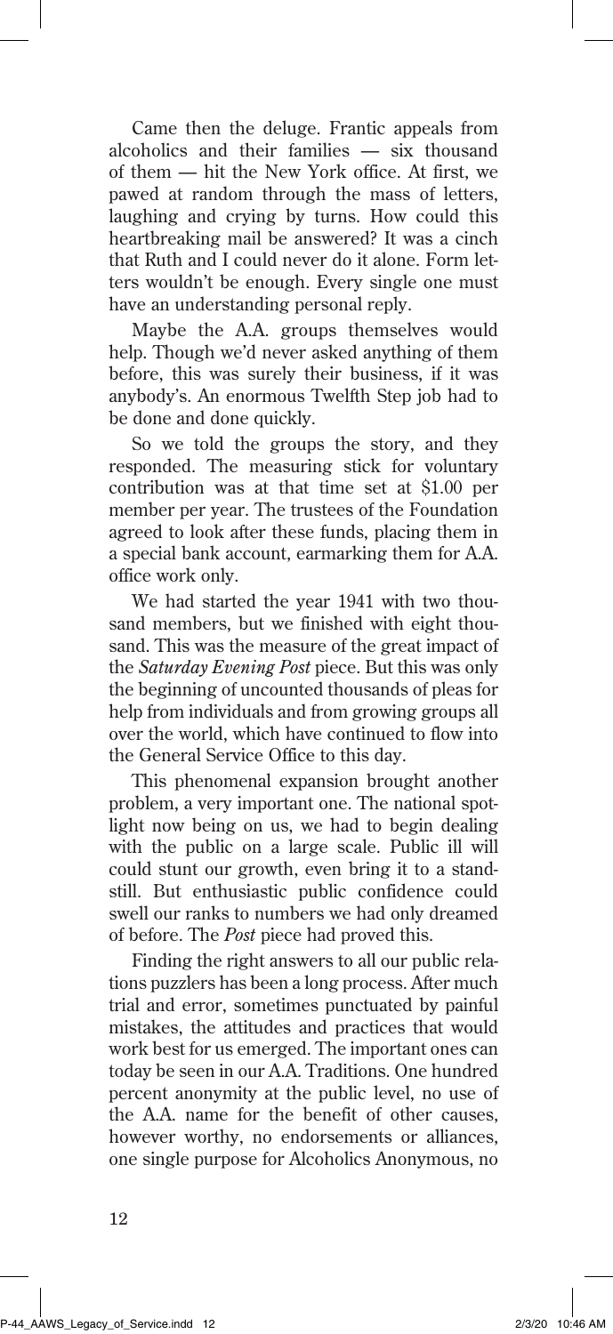Came then the deluge. Frantic appeals from alcoholics and their families — six thousand of them — hit the New York office. At first, we pawed at random through the mass of letters, laughing and crying by turns. How could this heartbreaking mail be answered? It was a cinch that Ruth and I could never do it alone. Form letters wouldn't be enough. Every single one must have an understanding personal reply.

Maybe the A.A. groups themselves would help. Though we'd never asked anything of them before, this was surely their business, if it was anybody's. An enormous Twelfth Step job had to be done and done quickly.

So we told the groups the story, and they responded. The measuring stick for voluntary contribution was at that time set at $1.00 per member per year. The trustees of the Foundation agreed to look after these funds, placing them in a special bank account, earmarking them for A.A. office work only.

We had started the year 1941 with two thousand members, but we finished with eight thousand. This was the measure of the great impact of the *Saturday Evening Post* piece. But this was only the beginning of uncounted thousands of pleas for help from individuals and from growing groups all over the world, which have continued to flow into the General Service Office to this day.

This phenomenal expansion brought another problem, a very important one. The national spotlight now being on us, we had to begin dealing with the public on a large scale. Public ill will could stunt our growth, even bring it to a standstill. But enthusiastic public confidence could swell our ranks to numbers we had only dreamed of before. The *Post* piece had proved this.

Finding the right answers to all our public relations puzzlers has been a long process. After much trial and error, sometimes punctuated by painful mistakes, the attitudes and practices that would work best for us emerged. The important ones can today be seen in our A.A. Traditions. One hundred percent anonymity at the public level, no use of the A.A. name for the benefit of other causes, however worthy, no endorsements or alliances, one single purpose for Alcoholics Anonymous, no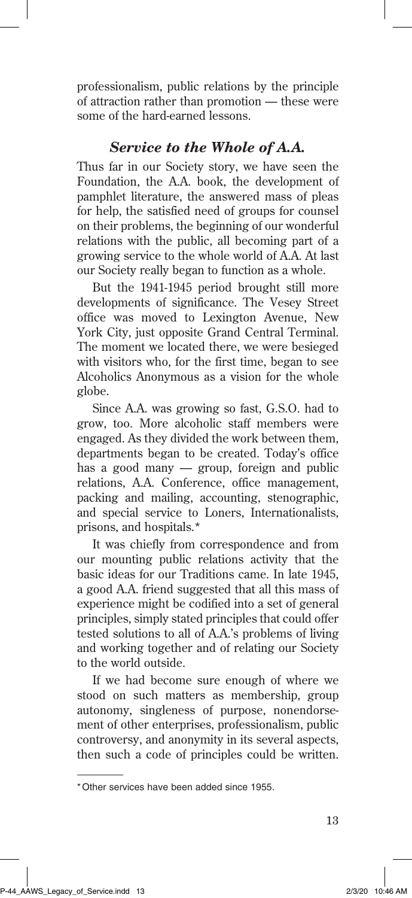professionalism, public relations by the principle of attraction rather than promotion — these were some of the hard-earned lessons.

### *Service to the Whole of A.A.*

Thus far in our Society story, we have seen the Foundation, the A.A. book, the development of pamphlet literature, the answered mass of pleas for help, the satisfied need of groups for counsel on their problems, the beginning of our wonderful relations with the public, all becoming part of a growing service to the whole world of A.A. At last our Society really began to function as a whole.

But the 1941-1945 period brought still more developments of significance. The Vesey Street office was moved to Lexington Avenue, New York City, just opposite Grand Central Terminal. The moment we located there, we were besieged with visitors who, for the first time, began to see Alcoholics Anonymous as a vision for the whole globe.

Since A.A. was growing so fast, G.S.O. had to grow, too. More alcoholic staff members were engaged. As they divided the work between them, departments began to be created. Today's office has a good many — group, foreign and public relations, A.A. Conference, office management, packing and mailing, accounting, stenographic, and special service to Loners, Internationalists, prisons, and hospitals.*

It was chiefly from correspondence and from our mounting public relations activity that the basic ideas for our Traditions came. In late 1945, a good A.A. friend suggested that all this mass of experience might be codified into a set of general principles, simply stated principles that could offer tested solutions to all of A.A.'s problems of living and working together and of relating our Society to the world outside.

If we had become sure enough of where we stood on such matters as membership, group autonomy, singleness of purpose, nonendorsement of other enterprises, professionalism, public controversy, and anonymity in its several aspects, then such a code of principles could be written.

---

*Other services have been added since 1955.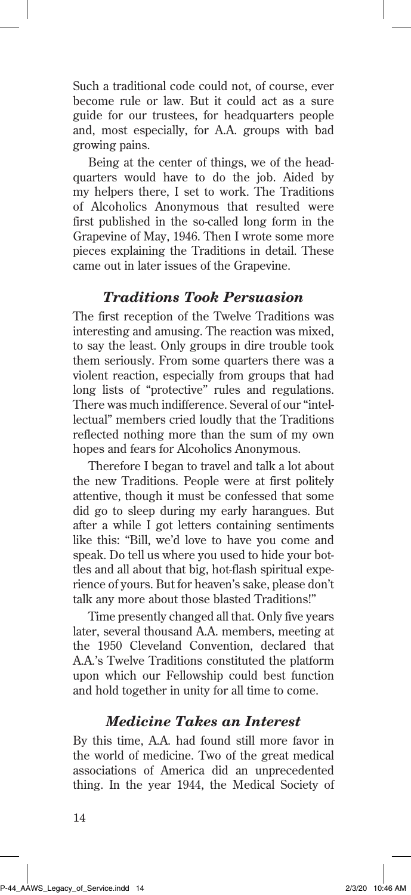Such a traditional code could not, of course, ever become rule or law. But it could act as a sure guide for our trustees, for headquarters people and, most especially, for A.A. groups with bad growing pains.

Being at the center of things, we of the headquarters would have to do the job. Aided by my helpers there, I set to work. The Traditions of Alcoholics Anonymous that resulted were first published in the so-called long form in the Grapevine of May, 1946. Then I wrote some more pieces explaining the Traditions in detail. These came out in later issues of the Grapevine.

### *Traditions Took Persuasion*

The first reception of the Twelve Traditions was interesting and amusing. The reaction was mixed, to say the least. Only groups in dire trouble took them seriously. From some quarters there was a violent reaction, especially from groups that had long lists of "protective" rules and regulations. There was much indifference. Several of our "intellectual" members cried loudly that the Traditions reflected nothing more than the sum of my own hopes and fears for Alcoholics Anonymous.

Therefore I began to travel and talk a lot about the new Traditions. People were at first politely attentive, though it must be confessed that some did go to sleep during my early harangues. But after a while I got letters containing sentiments like this: "Bill, we'd love to have you come and speak. Do tell us where you used to hide your bottles and all about that big, hot-flash spiritual experience of yours. But for heaven's sake, please don't talk any more about those blasted Traditions!"

Time presently changed all that. Only five years later, several thousand A.A. members, meeting at the 1950 Cleveland Convention, declared that A.A.'s Twelve Traditions constituted the platform upon which our Fellowship could best function and hold together in unity for all time to come.

### *Medicine Takes an Interest*

By this time, A.A. had found still more favor in the world of medicine. Two of the great medical associations of America did an unprecedented thing. In the year 1944, the Medical Society of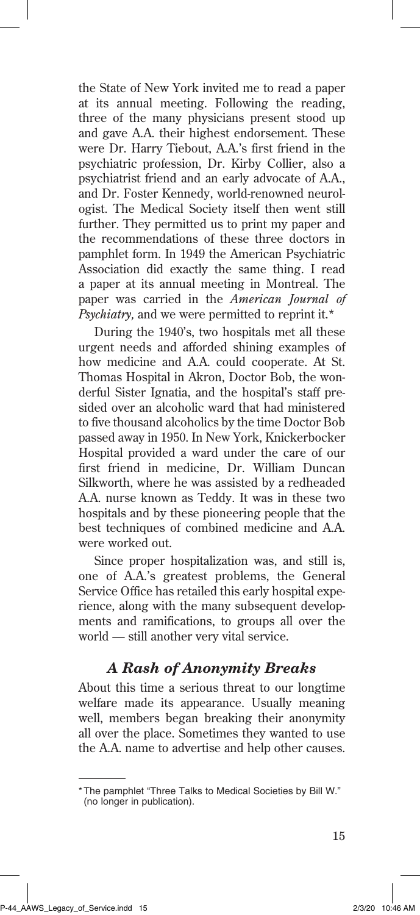the State of New York invited me to read a paper at its annual meeting. Following the reading, three of the many physicians present stood up and gave A.A. their highest endorsement. These were Dr. Harry Tiebout, A.A.'s first friend in the psychiatric profession, Dr. Kirby Collier, also a psychiatrist friend and an early advocate of A.A., and Dr. Foster Kennedy, world-renowned neurologist. The Medical Society itself then went still further. They permitted us to print my paper and the recommendations of these three doctors in pamphlet form. In 1949 the American Psychiatric Association did exactly the same thing. I read a paper at its annual meeting in Montreal. The paper was carried in the *American Journal of Psychiatry,* and we were permitted to reprint it.*

During the 1940's, two hospitals met all these urgent needs and afforded shining examples of how medicine and A.A. could cooperate. At St. Thomas Hospital in Akron, Doctor Bob, the wonderful Sister Ignatia, and the hospital's staff presided over an alcoholic ward that had ministered to five thousand alcoholics by the time Doctor Bob passed away in 1950. In New York, Knickerbocker Hospital provided a ward under the care of our first friend in medicine, Dr. William Duncan Silkworth, where he was assisted by a redheaded A.A. nurse known as Teddy. It was in these two hospitals and by these pioneering people that the best techniques of combined medicine and A.A. were worked out.

Since proper hospitalization was, and still is, one of A.A.'s greatest problems, the General Service Office has retailed this early hospital experience, along with the many subsequent developments and ramifications, to groups all over the world — still another very vital service.

### *A Rash of Anonymity Breaks*

About this time a serious threat to our longtime welfare made its appearance. Usually meaning well, members began breaking their anonymity all over the place. Sometimes they wanted to use the A.A. name to advertise and help other causes.

---

* The pamphlet "Three Talks to Medical Societies by Bill W." (no longer in publication).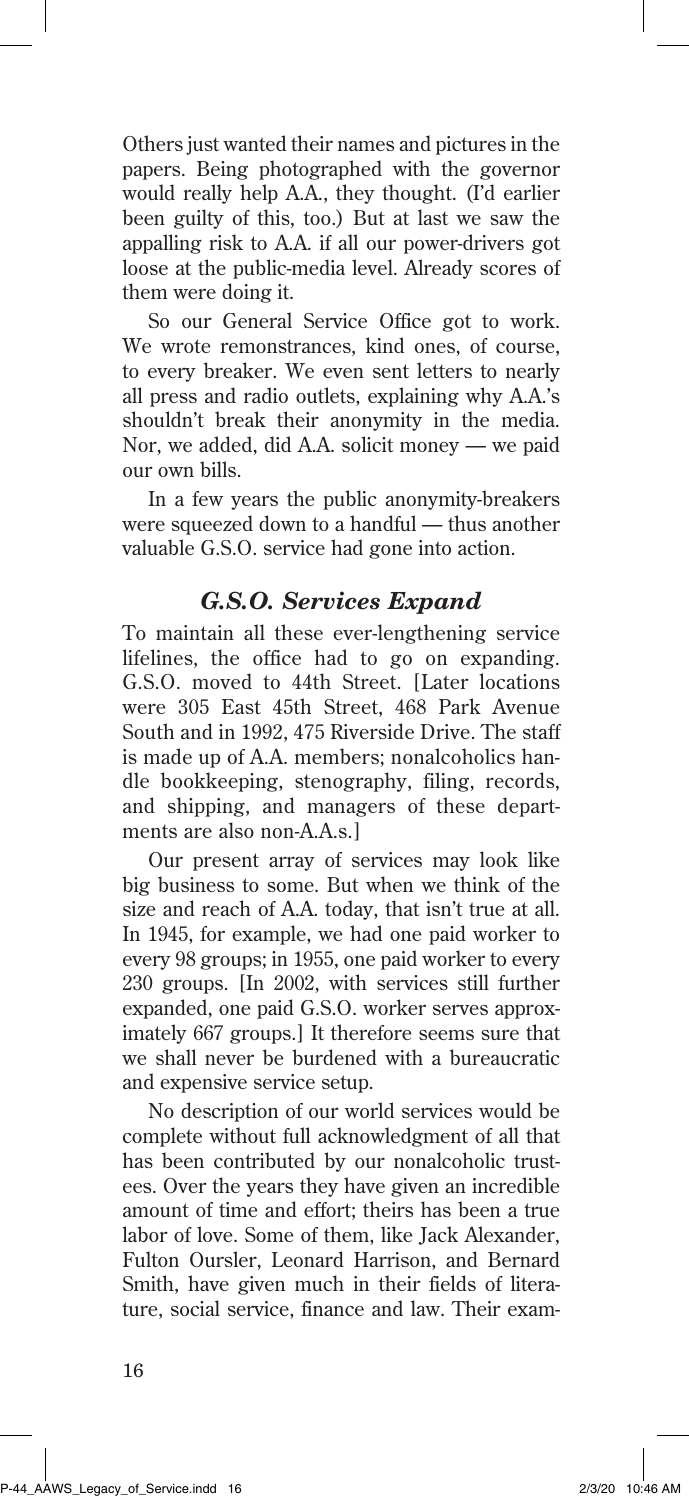Others just wanted their names and pictures in the papers. Being photographed with the governor would really help A.A., they thought. (I'd earlier been guilty of this, too.) But at last we saw the appalling risk to A.A. if all our power-drivers got loose at the public-media level. Already scores of them were doing it.

So our General Service Office got to work. We wrote remonstrances, kind ones, of course, to every breaker. We even sent letters to nearly all press and radio outlets, explaining why A.A.'s shouldn't break their anonymity in the media. Nor, we added, did A.A. solicit money — we paid our own bills.

In a few years the public anonymity-breakers were squeezed down to a handful — thus another valuable G.S.O. service had gone into action.

### *G.S.O. Services Expand*

To maintain all these ever-lengthening service lifelines, the office had to go on expanding. G.S.O. moved to 44th Street. [Later locations were 305 East 45th Street, 468 Park Avenue South and in 1992, 475 Riverside Drive. The staff is made up of A.A. members; nonalcoholics handle bookkeeping, stenography, filing, records, and shipping, and managers of these departments are also non-A.A.s.]

Our present array of services may look like big business to some. But when we think of the size and reach of A.A. today, that isn't true at all. In 1945, for example, we had one paid worker to every 98 groups; in 1955, one paid worker to every 230 groups. [In 2002, with services still further expanded, one paid G.S.O. worker serves approximately 667 groups.] It therefore seems sure that we shall never be burdened with a bureaucratic and expensive service setup.

No description of our world services would be complete without full acknowledgment of all that has been contributed by our nonalcoholic trustees. Over the years they have given an incredible amount of time and effort; theirs has been a true labor of love. Some of them, like Jack Alexander, Fulton Oursler, Leonard Harrison, and Bernard Smith, have given much in their fields of literature, social service, finance and law. Their exam-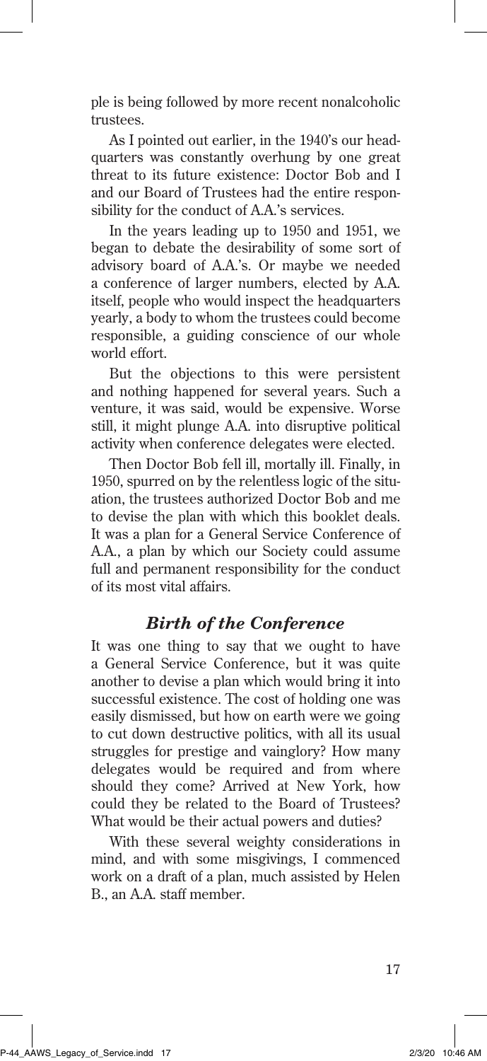ple is being followed by more recent nonalcoholic trustees.

As I pointed out earlier, in the 1940's our headquarters was constantly overhung by one great threat to its future existence: Doctor Bob and I and our Board of Trustees had the entire responsibility for the conduct of A.A.'s services.

In the years leading up to 1950 and 1951, we began to debate the desirability of some sort of advisory board of A.A.'s. Or maybe we needed a conference of larger numbers, elected by A.A. itself, people who would inspect the headquarters yearly, a body to whom the trustees could become responsible, a guiding conscience of our whole world effort.

But the objections to this were persistent and nothing happened for several years. Such a venture, it was said, would be expensive. Worse still, it might plunge A.A. into disruptive political activity when conference delegates were elected.

Then Doctor Bob fell ill, mortally ill. Finally, in 1950, spurred on by the relentless logic of the situation, the trustees authorized Doctor Bob and me to devise the plan with which this booklet deals. It was a plan for a General Service Conference of A.A., a plan by which our Society could assume full and permanent responsibility for the conduct of its most vital affairs.

## *Birth of the Conference*

It was one thing to say that we ought to have a General Service Conference, but it was quite another to devise a plan which would bring it into successful existence. The cost of holding one was easily dismissed, but how on earth were we going to cut down destructive politics, with all its usual struggles for prestige and vainglory? How many delegates would be required and from where should they come? Arrived at New York, how could they be related to the Board of Trustees? What would be their actual powers and duties?

With these several weighty considerations in mind, and with some misgivings, I commenced work on a draft of a plan, much assisted by Helen B., an A.A. staff member.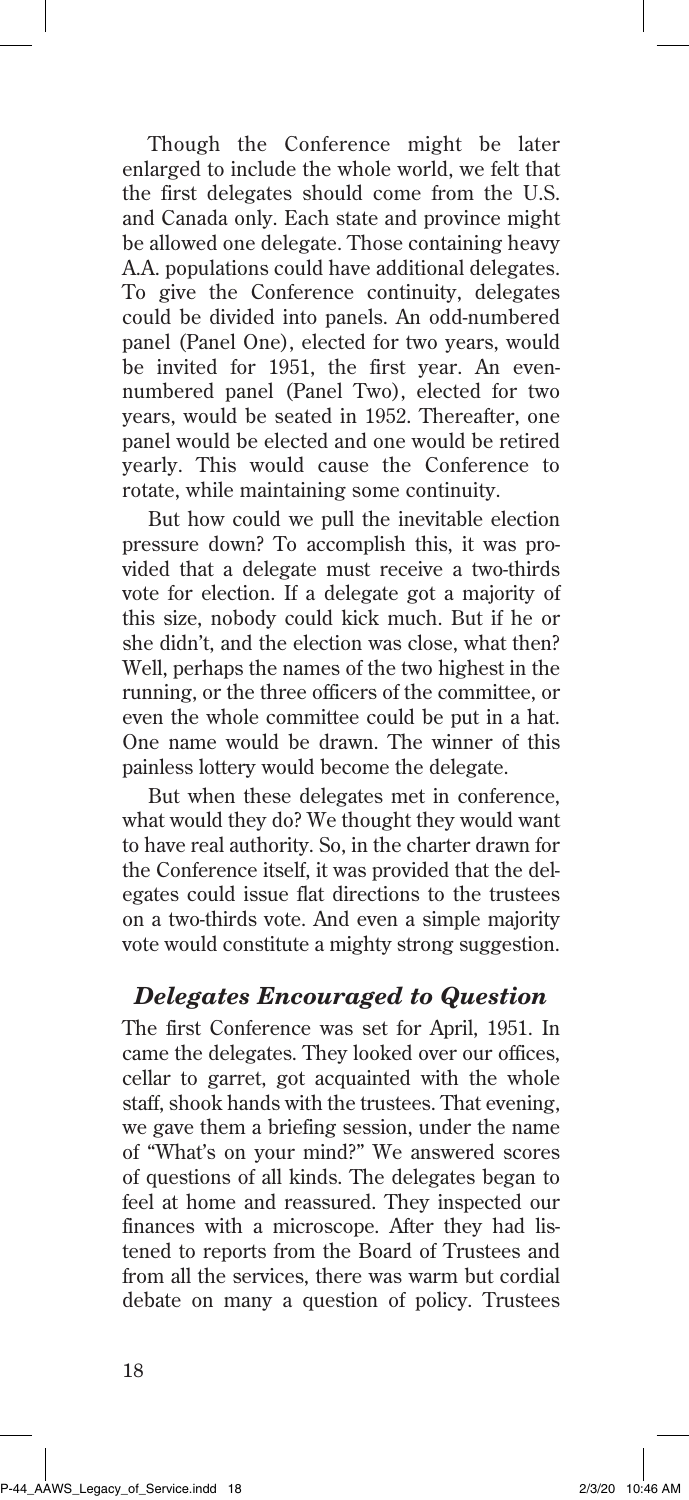Though the Conference might be later enlarged to include the whole world, we felt that the first delegates should come from the U.S. and Canada only. Each state and province might be allowed one delegate. Those containing heavy A.A. populations could have additional delegates. To give the Conference continuity, delegates could be divided into panels. An odd-numbered panel (Panel One), elected for two years, would be invited for 1951, the first year. An even-numbered panel (Panel Two), elected for two years, would be seated in 1952. Thereafter, one panel would be elected and one would be retired yearly. This would cause the Conference to rotate, while maintaining some continuity.

But how could we pull the inevitable election pressure down? To accomplish this, it was provided that a delegate must receive a two-thirds vote for election. If a delegate got a majority of this size, nobody could kick much. But if he or she didn't, and the election was close, what then? Well, perhaps the names of the two highest in the running, or the three officers of the committee, or even the whole committee could be put in a hat. One name would be drawn. The winner of this painless lottery would become the delegate.

But when these delegates met in conference, what would they do? We thought they would want to have real authority. So, in the charter drawn for the Conference itself, it was provided that the delegates could issue flat directions to the trustees on a two-thirds vote. And even a simple majority vote would constitute a mighty strong suggestion.

### *Delegates Encouraged to Question*

The first Conference was set for April, 1951. In came the delegates. They looked over our offices, cellar to garret, got acquainted with the whole staff, shook hands with the trustees. That evening, we gave them a briefing session, under the name of "What's on your mind?" We answered scores of questions of all kinds. The delegates began to feel at home and reassured. They inspected our finances with a microscope. After they had listened to reports from the Board of Trustees and from all the services, there was warm but cordial debate on many a question of policy. Trustees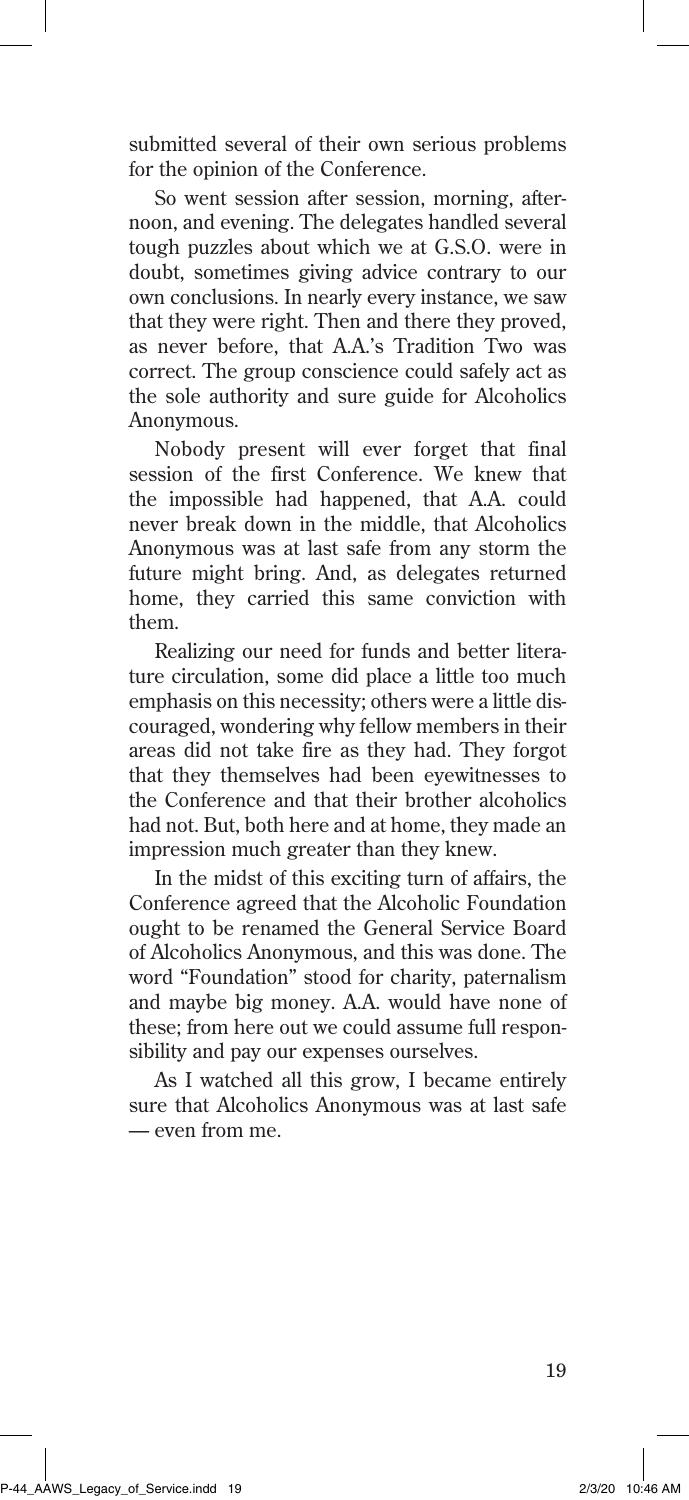submitted several of their own serious problems for the opinion of the Conference.

So went session after session, morning, afternoon, and evening. The delegates handled several tough puzzles about which we at G.S.O. were in doubt, sometimes giving advice contrary to our own conclusions. In nearly every instance, we saw that they were right. Then and there they proved, as never before, that A.A.'s Tradition Two was correct. The group conscience could safely act as the sole authority and sure guide for Alcoholics Anonymous.

Nobody present will ever forget that final session of the first Conference. We knew that the impossible had happened, that A.A. could never break down in the middle, that Alcoholics Anonymous was at last safe from any storm the future might bring. And, as delegates returned home, they carried this same conviction with them.

Realizing our need for funds and better literature circulation, some did place a little too much emphasis on this necessity; others were a little discouraged, wondering why fellow members in their areas did not take fire as they had. They forgot that they themselves had been eyewitnesses to the Conference and that their brother alcoholics had not. But, both here and at home, they made an impression much greater than they knew.

In the midst of this exciting turn of affairs, the Conference agreed that the Alcoholic Foundation ought to be renamed the General Service Board of Alcoholics Anonymous, and this was done. The word "Foundation" stood for charity, paternalism and maybe big money. A.A. would have none of these; from here out we could assume full responsibility and pay our expenses ourselves.

As I watched all this grow, I became entirely sure that Alcoholics Anonymous was at last safe — even from me.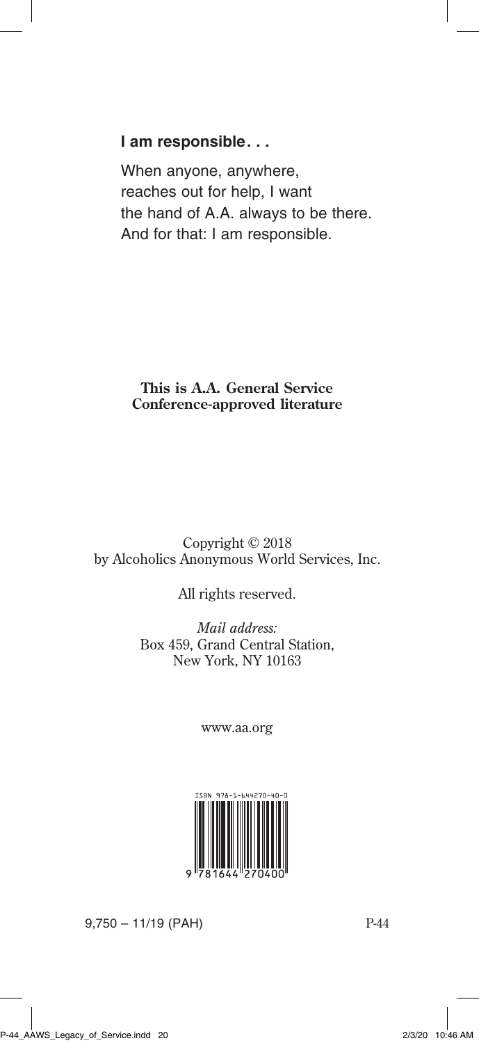**I am responsible. . .**

When anyone, anywhere,
reaches out for help, I want
the hand of A.A. always to be there.
And for that: I am responsible.

**This is A.A. General Service Conference-approved literature**

Copyright © 2018
by Alcoholics Anonymous World Services, Inc.

All rights reserved.

*Mail address:*
Box 459, Grand Central Station,
New York, NY 10163

www.aa.org

ISBN 978-1-644270-40-0

9 781644 270400

9,750 – 11/19 (PAH) P-44